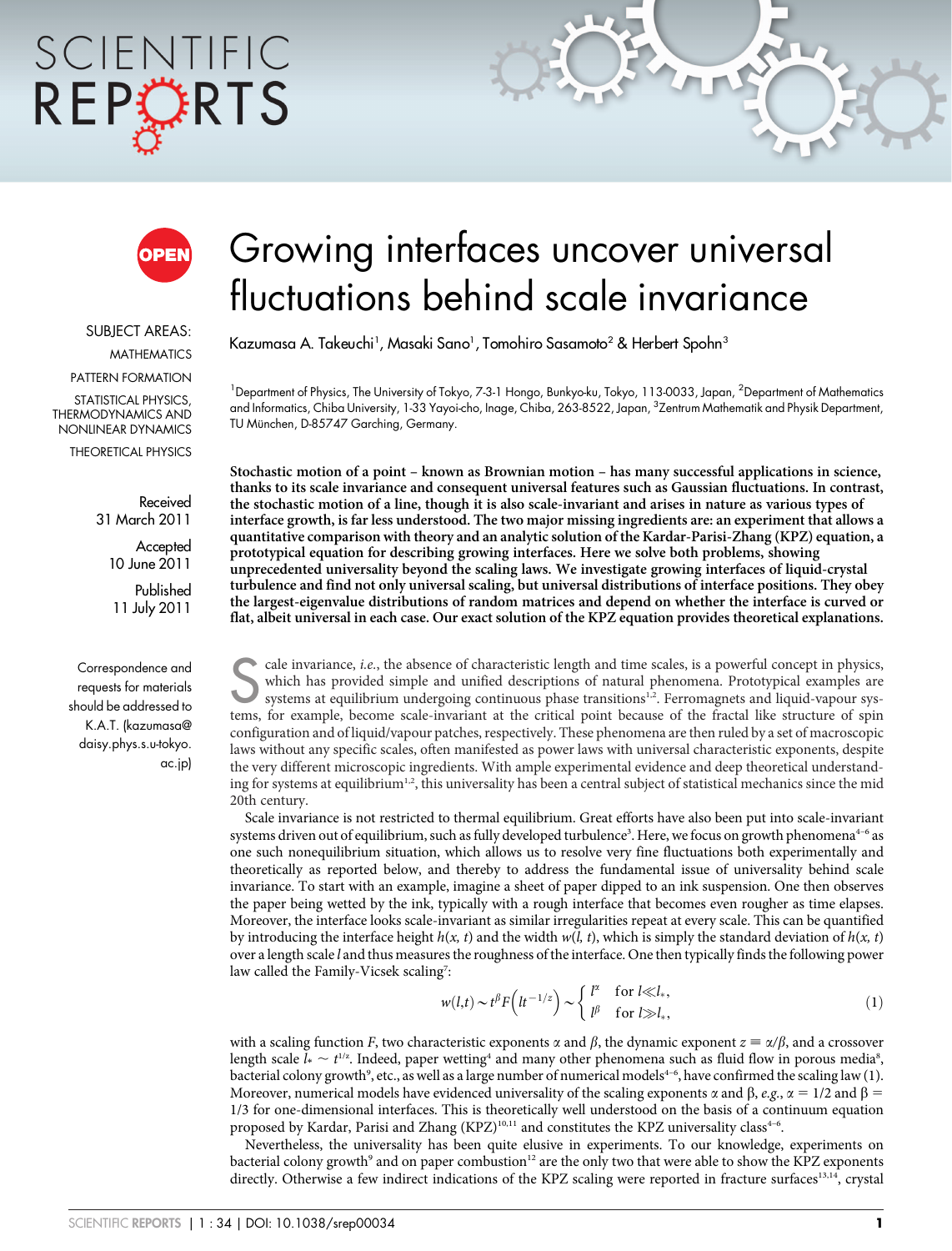# Growing interfaces uncover universal fluctuations behind scale invariance

Kazumasa A. Takeuchi[1], Masaki Sano[1], Tomohiro Sasamoto[2] & Herbert Spohn[3]

[1]Department of Physics, The University of Tokyo, 7-3-1 Hongo, Bunkyo-ku, Tokyo, 113-0033, Japan, [2]Department of Mathematics and Informatics, Chiba University, 1-33 Yayoi-cho, Inage, Chiba, 263-8522, Japan, [3]Zentrum Mathematik and Physik Department, TU München, D-85747 Garching, Germany.

SUBJECT AREAS:
MATHEMATICS
PATTERN FORMATION
STATISTICAL PHYSICS, THERMODYNAMICS AND NONLINEAR DYNAMICS
THEORETICAL PHYSICS

Received 31 March 2011

Accepted 10 June 2011

Published 11 July 2011

Correspondence and requests for materials should be addressed to K.A.T. (kazumasa@daisy.phys.s.u-tokyo.ac.jp)

**Stochastic motion of a point – known as Brownian motion – has many successful applications in science, thanks to its scale invariance and consequent universal features such as Gaussian fluctuations. In contrast, the stochastic motion of a line, though it is also scale-invariant and arises in nature as various types of interface growth, is far less understood. The two major missing ingredients are: an experiment that allows a quantitative comparison with theory and an analytic solution of the Kardar-Parisi-Zhang (KPZ) equation, a prototypical equation for describing growing interfaces. Here we solve both problems, showing unprecedented universality beyond the scaling laws. We investigate growing interfaces of liquid-crystal turbulence and find not only universal scaling, but universal distributions of interface positions. They obey the largest-eigenvalue distributions of random matrices and depend on whether the interface is curved or flat, albeit universal in each case. Our exact solution of the KPZ equation provides theoretical explanations.**

Scale invariance, *i.e.*, the absence of characteristic length and time scales, is a powerful concept in physics, which has provided simple and unified descriptions of natural phenomena. Prototypical examples are systems at equilibrium undergoing continuous phase transitions[1,2]. Ferromagnets and liquid-vapour systems, for example, become scale-invariant at the critical point because of the fractal like structure of spin configuration and of liquid/vapour patches, respectively. These phenomena are then ruled by a set of macroscopic laws without any specific scales, often manifested as power laws with universal characteristic exponents, despite the very different microscopic ingredients. With ample experimental evidence and deep theoretical understanding for systems at equilibrium[1,2], this universality has been a central subject of statistical mechanics since the mid 20th century.

Scale invariance is not restricted to thermal equilibrium. Great efforts have also been put into scale-invariant systems driven out of equilibrium, such as fully developed turbulence[3]. Here, we focus on growth phenomena[4–6] as one such nonequilibrium situation, which allows us to resolve very fine fluctuations both experimentally and theoretically as reported below, and thereby to address the fundamental issue of universality behind scale invariance. To start with an example, imagine a sheet of paper dipped to an ink suspension. One then observes the paper being wetted by the ink, typically with a rough interface that becomes even rougher as time elapses. Moreover, the interface looks scale-invariant as similar irregularities repeat at every scale. This can be quantified by introducing the interface height $h(x, t)$ and the width $w(l, t)$, which is simply the standard deviation of $h(x, t)$ over a length scale $l$ and thus measures the roughness of the interface. One then typically finds the following power law called the Family-Vicsek scaling[7]:

$$w(l,t) \sim t^{\beta} F\left(l t^{-1/z}\right) \sim \begin{cases} l^{\alpha} & \text{for } l \ll l_*, \\ l^{\beta} & \text{for } l \gg l_*, \end{cases} \tag{1}$$

with a scaling function $F$, two characteristic exponents $\alpha$ and $\beta$, the dynamic exponent $z \equiv \alpha/\beta$, and a crossover length scale $l_* \sim t^{1/z}$. Indeed, paper wetting[4] and many other phenomena such as fluid flow in porous media[8], bacterial colony growth[9], etc., as well as a large number of numerical models[4–6], have confirmed the scaling law (1). Moreover, numerical models have evidenced universality of the scaling exponents $\alpha$ and $\beta$, *e.g.*, $\alpha = 1/2$ and $\beta = 1/3$ for one-dimensional interfaces. This is theoretically well understood on the basis of a continuum equation proposed by Kardar, Parisi and Zhang (KPZ)[10,11] and constitutes the KPZ universality class[4–6].

Nevertheless, the universality has been quite elusive in experiments. To our knowledge, experiments on bacterial colony growth[9] and on paper combustion[12] are the only two that were able to show the KPZ exponents directly. Otherwise a few indirect indications of the KPZ scaling were reported in fracture surfaces[13,14], crystal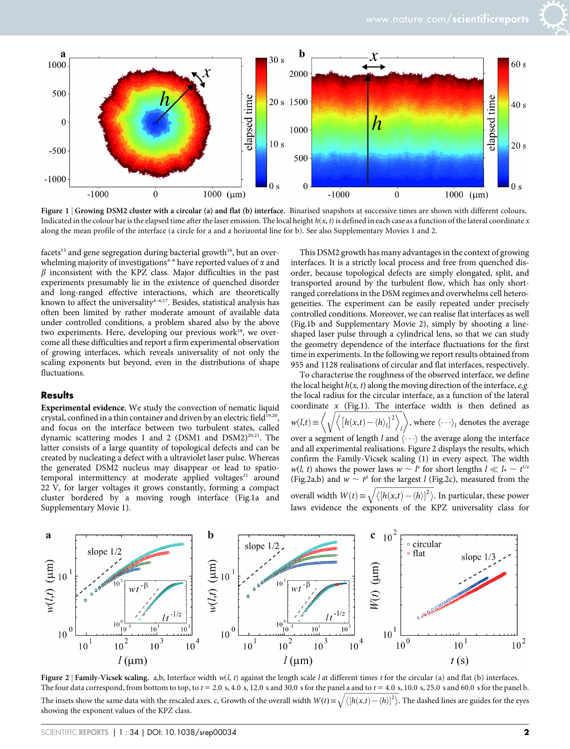Figure 1 | Growing DSM2 cluster with a circular (a) and flat (b) interface. Binarised snapshots at successive times are shown with different colours. Indicated in the colour bar is the elapsed time after the laser emission. The local height $h(x, t)$ is defined in each case as a function of the lateral coordinate $x$ along the mean profile of the interface (a circle for a and a horizontal line for b). See also Supplementary Movies 1 and 2.

facets[15] and gene segregation during bacterial growth[16], but an overwhelming majority of investigations[4–6] have reported values of $\alpha$ and $\beta$ inconsistent with the KPZ class. Major difficulties in the past experiments presumably lie in the existence of quenched disorder and long-ranged effective interactions, which are theoretically known to affect the universality[4–6,17]. Besides, statistical analysis has often been limited by rather moderate amount of available data under controlled conditions, a problem shared also by the above two experiments. Here, developing our previous work[18], we overcome all these difficulties and report a firm experimental observation of growing interfaces, which reveals universality of not only the scaling exponents but beyond, even in the distributions of shape fluctuations.

## Results

**Experimental evidence.** We study the convection of nematic liquid crystal, confined in a thin container and driven by an electric field[19,20], and focus on the interface between two turbulent states, called dynamic scattering modes 1 and 2 (DSM1 and DSM2)[20,21]. The latter consists of a large quantity of topological defects and can be created by nucleating a defect with a ultraviolet laser pulse. Whereas the generated DSM2 nucleus may disappear or lead to spatio-temporal intermittency at moderate applied voltages[21] around 22 V, for larger voltages it grows constantly, forming a compact cluster bordered by a moving rough interface (Fig.1a and Supplementary Movie 1).

This DSM2 growth has many advantages in the context of growing interfaces. It is a strictly local process and free from quenched disorder, because topological defects are simply elongated, split, and transported around by the turbulent flow, which has only short-ranged correlations in the DSM regimes and overwhelms cell heterogeneities. The experiment can be easily repeated under precisely controlled conditions. Moreover, we can realise flat interfaces as well (Fig.1b and Supplementary Movie 2), simply by shooting a line-shaped laser pulse through a cylindrical lens, so that we can study the geometry dependence of the interface fluctuations for the first time in experiments. In the following we report results obtained from 955 and 1128 realisations of circular and flat interfaces, respectively.

To characterise the roughness of the observed interface, we define the local height $h(x, t)$ along the moving direction of the interface, *e.g.* the local radius for the circular interface, as a function of the lateral coordinate $x$ (Fig.1). The interface width is then defined as $w(l,t) \equiv \left\langle \sqrt{\left\langle [h(x,t) - \langle h \rangle_l]^2 \right\rangle_l} \right\rangle$, where $\langle \cdots \rangle_l$ denotes the average over a segment of length $l$ and $\langle \cdots \rangle$ the average along the interface and all experimental realisations. Figure 2 displays the results, which confirm the Family-Vicsek scaling (1) in every aspect. The width $w(l, t)$ shows the power laws $w \sim l^{\alpha}$ for short lengths $l \ll l_* \sim t^{1/z}$ (Fig.2a,b) and $w \sim t^{\beta}$ for the largest $l$ (Fig.2c), measured from the overall width $W(t) \equiv \sqrt{\langle [h(x,t) - \langle h \rangle]^2 \rangle}$. In particular, these power laws evidence the exponents of the KPZ universality class for

Figure 2 | Family-Vicsek scaling. a,b, Interface width $w(l, t)$ against the length scale $l$ at different times $t$ for the circular (a) and flat (b) interfaces. The four data correspond, from bottom to top, to $t = 2.0$ s, 4.0 s, 12.0 s and 30.0 s for the panel a and to $t = 4.0$ s, 10.0 s, 25.0 s and 60.0 s for the panel b. The insets show the same data with the rescaled axes. c, Growth of the overall width $W(t) \equiv \sqrt{\langle [h(x,t) - \langle h \rangle]^2 \rangle}$. The dashed lines are guides for the eyes showing the exponent values of the KPZ class.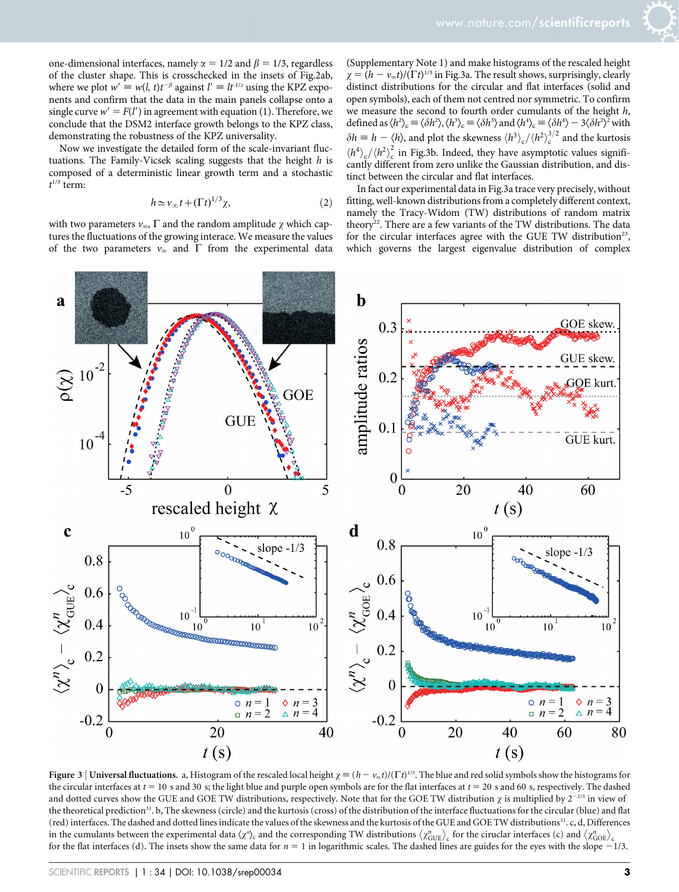one-dimensional interfaces, namely $\alpha = 1/2$ and $\beta = 1/3$, regardless of the cluster shape. This is crosschecked in the insets of Fig.2ab, where we plot $w' \equiv w(l, t)t^{-\beta}$ against $l' \equiv lt^{-1/z}$ using the KPZ exponents and confirm that the data in the main panels collapse onto a single curve $w' = F(l')$ in agreement with equation (1). Therefore, we conclude that the DSM2 interface growth belongs to the KPZ class, demonstrating the robustness of the KPZ universality.

Now we investigate the detailed form of the scale-invariant fluctuations. The Family-Vicsek scaling suggests that the height $h$ is composed of a deterministic linear growth term and a stochastic $t^{1/3}$ term:

$$h \simeq v_\infty t + (\Gamma t)^{1/3}\chi, \tag{2}$$

with two parameters $v_\infty$, $\Gamma$ and the random amplitude $\chi$ which captures the fluctuations of the growing interace. We measure the values of the two parameters $v_\infty$ and $\Gamma$ from the experimental data (Supplementary Note 1) and make histograms of the rescaled height $\chi = (h - v_\infty t)/(\Gamma t)^{1/3}$ in Fig.3a. The result shows, surprisingly, clearly distinct distributions for the circular and flat interfaces (solid and open symbols), each of them not centred nor symmetric. To confirm we measure the second to fourth order cumulants of the height $h$, defined as $\langle h^2\rangle_c \equiv \langle \delta h^2\rangle$, $\langle h^3\rangle_c \equiv \langle \delta h^3\rangle$ and $\langle h^4\rangle_c \equiv \langle \delta h^4\rangle - 3\langle \delta h^2\rangle^2$ with $\delta h \equiv h - \langle h\rangle$, and plot the skewness $\langle h^3\rangle_c/\langle h^2\rangle_c^{3/2}$ and the kurtosis $\langle h^4\rangle_c/\langle h^2\rangle_c^2$ in Fig.3b. Indeed, they have asymptotic values significantly different from zero unlike the Gaussian distribution, and distinct between the circular and flat interfaces.

In fact our experimental data in Fig.3a trace very precisely, without fitting, well-known distributions from a completely different context, namely the Tracy-Widom (TW) distributions of random matrix theory[22]. There are a few variants of the TW distributions. The data for the circular interfaces agree with the GUE TW distribution[23], which governs the largest eigenvalue distribution of complex

**Figure 3 | Universal fluctuations.** a, Histogram of the rescaled local height $\chi \equiv (h - v_\infty t)/(\Gamma t)^{1/3}$. The blue and red solid symbols show the histograms for the circular interfaces at $t = 10$ s and 30 s; the light blue and purple open symbols are for the flat interfaces at $t = 20$ s and 60 s, respectively. The dashed and dotted curves show the GUE and GOE TW distributions, respectively. Note that for the GOE TW distribution $\chi$ is multiplied by $2^{-2/3}$ in view of the theoretical prediction[31]. b, The skewness (circle) and the kurtosis (cross) of the distribution of the interface fluctuations for the circular (blue) and flat (red) interfaces. The dashed and dotted lines indicate the values of the skewness and the kurtosis of the GUE and GOE TW distributions[31]. c, d, Differences in the cumulants between the experimental data $\langle \chi^n\rangle_c$ and the corresponding TW distributions $\langle \chi^n_{\mathrm{GUE}}\rangle_c$ for the circular interfaces (c) and $\langle \chi^n_{\mathrm{GOE}}\rangle_c$ for the flat interfaces (d). The insets show the same data for $n = 1$ in logarithmic scales. The dashed lines are guides for the eyes with the slope $-1/3$.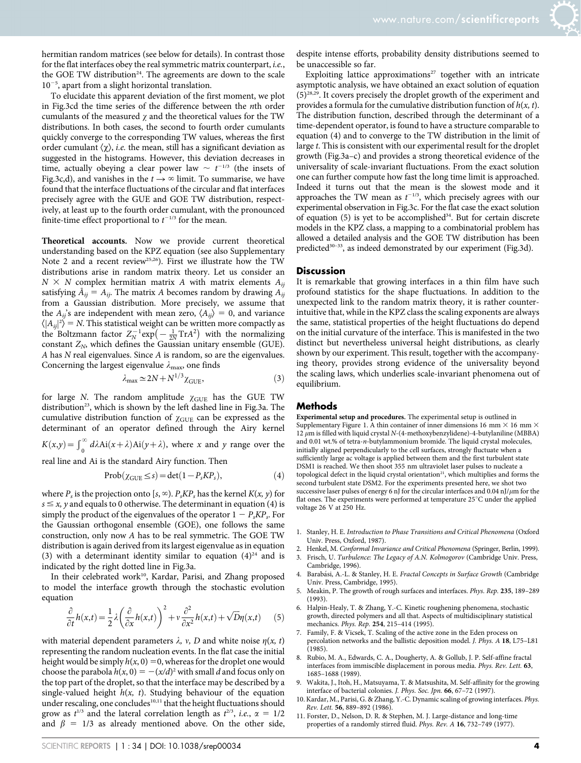hermitian random matrices (see below for details). In contrast those for the flat interfaces obey the real symmetric matrix counterpart, *i.e.*, the GOE TW distribution[24]. The agreements are down to the scale $10^{-5}$, apart from a slight horizontal translation.

To elucidate this apparent deviation of the first moment, we plot in Fig.3cd the time series of the difference between the $n$th order cumulants of the measured $\chi$ and the theoretical values for the TW distributions. In both cases, the second to fourth order cumulants quickly converge to the corresponding TW values, whereas the first order cumulant $\langle\chi\rangle$, *i.e.* the mean, still has a significant deviation as suggested in the histograms. However, this deviation decreases in time, actually obeying a clear power law $\sim t^{-1/3}$ (the insets of Fig.3c,d), and vanishes in the $t \to \infty$ limit. To summarise, we have found that the interface fluctuations of the circular and flat interfaces precisely agree with the GUE and GOE TW distribution, respectively, at least up to the fourth order cumulant, with the pronounced finite-time effect proportional to $t^{-1/3}$ for the mean.

**Theoretical accounts.** Now we provide current theoretical understanding based on the KPZ equation (see also Supplementary Note 2 and a recent review[25,26]). First we illustrate how the TW distributions arise in random matrix theory. Let us consider an $N \times N$ complex hermitian matrix $A$ with matrix elements $A_{ij}$ satisfying $\bar{A}_{ij} = A_{ij}$. The matrix $A$ becomes random by drawing $A_{ij}$ from a Gaussian distribution. More precisely, we assume that the $A_{ij}$'s are independent with mean zero, $\langle A_{ij}\rangle = 0$, and variance $\langle|A_{ij}|^2\rangle = N$. This statistical weight can be written more compactly as the Boltzmann factor $Z_N^{-1}\exp\left(-\frac{1}{2N}\mathrm{Tr}A^2\right)$ with the normalizing constant $Z_N$, which defines the Gaussian unitary ensemble (GUE). $A$ has $N$ real eigenvalues. Since $A$ is random, so are the eigenvalues. Concerning the largest eigenvalue $\lambda_{\max}$, one finds

$$\lambda_{\max} \simeq 2N + N^{1/3}\chi_{\mathrm{GUE}}, \tag{3}$$

for large $N$. The random amplitude $\chi_{\mathrm{GUE}}$ has the GUE TW distribution[23], which is shown by the left dashed line in Fig.3a. The cumulative distribution function of $\chi_{\mathrm{GUE}}$ can be expressed as the determinant of an operator defined through the Airy kernel $K(x,y) = \int_0^\infty d\lambda \mathrm{Ai}(x+\lambda)\mathrm{Ai}(y+\lambda)$, where $x$ and $y$ range over the real line and Ai is the standard Airy function. Then

$$\mathrm{Prob}(\chi_{\mathrm{GUE}} \le s) = \det(1 - P_s K P_s), \tag{4}$$

where $P_s$ is the projection onto $[s, \infty)$. $P_s K P_s$ has the kernel $K(x, y)$ for $s \le x, y$ and equals to 0 otherwise. The determinant in equation (4) is simply the product of the eigenvalues of the operator $1 - P_s K P_s$. For the Gaussian orthogonal ensemble (GOE), one follows the same construction, only now $A$ has to be real symmetric. The GOE TW distribution is again derived from its largest eigenvalue as in equation (3) with a determinant identity similar to equation (4)[24] and is indicated by the right dotted line in Fig.3a.

In their celebrated work[10], Kardar, Parisi, and Zhang proposed to model the interface growth through the stochastic evolution equation

$$\frac{\partial}{\partial t}h(x,t) = \frac{1}{2}\lambda\left(\frac{\partial}{\partial x}h(x,t)\right)^2 + \nu\frac{\partial^2}{\partial x^2}h(x,t) + \sqrt{D}\eta(x,t) \tag{5}$$

with material dependent parameters $\lambda$, $\nu$, $D$ and white noise $\eta(x, t)$ representing the random nucleation events. In the flat case the initial height would be simply $h(x, 0) = 0$, whereas for the droplet one would choose the parabola $h(x, 0) = -(x/d)^2$ with small $d$ and focus only on the top part of the droplet, so that the interface may be described by a single-valued height $h(x, t)$. Studying behaviour of the equation under rescaling, one concludes[10,11] that the height fluctuations should grow as $t^{1/3}$ and the lateral correlation length as $t^{2/3}$, *i.e.*, $\alpha = 1/2$ and $\beta = 1/3$ as already mentioned above. On the other side, despite intense efforts, probability density distributions seemed to be unaccessible so far.

Exploiting lattice approximations[27] together with an intricate asymptotic analysis, we have obtained an exact solution of equation (5)[28,29]. It covers precisely the droplet growth of the experiment and provides a formula for the cumulative distribution function of $h(x, t)$. The distribution function, described through the determinant of a time-dependent operator, is found to have a structure comparable to equation (4) and to converge to the TW distribution in the limit of large $t$. This is consistent with our experimental result for the droplet growth (Fig.3a–c) and provides a strong theoretical evidence of the universality of scale-invariant fluctuations. From the exact solution one can further compute how fast the long time limit is approached. Indeed it turns out that the mean is the slowest mode and it approaches the TW mean as $t^{-1/3}$, which precisely agrees with our experimental observation in Fig.3c. For the flat case the exact solution of equation (5) is yet to be accomplished[34]. But for certain discrete models in the KPZ class, a mapping to a combinatorial problem has allowed a detailed analysis and the GOE TW distribution has been predicted[30–33], as indeed demonstrated by our experiment (Fig.3d).

## Discussion

It is remarkable that growing interfaces in a thin film have such profound statistics for the shape fluctuations. In addition to the unexpected link to the random matrix theory, it is rather counter-intuitive that, while in the KPZ class the scaling exponents are always the same, statistical properties of the height fluctuations do depend on the initial curvature of the interface. This is manifested in the two distinct but nevertheless universal height distributions, as clearly shown by our experiment. This result, together with the accompanying theory, provides strong evidence of the universality beyond the scaling laws, which underlies scale-invariant phenomena out of equilibrium.

## Methods

**Experimental setup and procedures.** The experimental setup is outlined in Supplementary Figure 1. A thin container of inner dimensions 16 mm × 16 mm × 12 $\mu$m is filled with liquid crystal *N*-(4-methoxybenzylidene)-4-butylaniline (MBBA) and 0.01 wt.% of tetra-*n*-butylammonium bromide. The liquid crystal molecules, initially aligned perpendicularly to the cell surfaces, strongly fluctuate when a sufficiently large ac voltage is applied between them and the first turbulent state DSM1 is reached. We then shoot 355 nm ultraviolet laser pulses to nucleate a topological defect in the liquid crystal orientation[21], which multiplies and forms the second turbulent state DSM2. For the experiments presented here, we shot two successive laser pulses of energy 6 nJ for the circular interfaces and 0.04 nJ/$\mu$m for the flat ones. The experiments were performed at temperature 25°C under the applied voltage 26 V at 250 Hz.

1. Stanley, H. E. *Introduction to Phase Transitions and Critical Phenomena* (Oxford Univ. Press, Oxford, 1987).
2. Henkel, M. *Conformal Invariance and Critical Phenomena* (Springer, Berlin, 1999).
3. Frisch, U. *Turbulence: The Legacy of A.N. Kolmogorov* (Cambridge Univ. Press, Cambridge, 1996).
4. Barabási, A.-L. & Stanley, H. E. *Fractal Concepts in Surface Growth* (Cambridge Univ. Press, Cambridge, 1995).
5. Meakin, P. The growth of rough surfaces and interfaces. *Phys. Rep.* **235**, 189–289 (1993).
6. Halpin-Healy, T. & Zhang, Y.-C. Kinetic roughening phenomena, stochastic growth, directed polymers and all that. Aspects of multidisciplinary statistical mechanics. *Phys. Rep.* **254**, 215–414 (1995).
7. Family, F. & Vicsek, T. Scaling of the active zone in the Eden process on percolation networks and the ballistic deposition model. *J. Phys. A* **18**, L75–L81 (1985).
8. Rubio, M. A., Edwards, C. A., Dougherty, A. & Gollub, J. P. Self-affine fractal interfaces from immiscible displacement in porous media. *Phys. Rev. Lett.* **63**, 1685–1688 (1989).
9. Wakita, J., Itoh, H., Matsuyama, T. & Matsushita, M. Self-affinity for the growing interface of bacterial colonies. *J. Phys. Soc. Jpn.* **66**, 67–72 (1997).
10. Kardar, M., Parisi, G. & Zhang, Y.-C. Dynamic scaling of growing interfaces. *Phys. Rev. Lett.* **56**, 889–892 (1986).
11. Forster, D., Nelson, D. R. & Stephen, M. J. Large-distance and long-time properties of a randomly stirred fluid. *Phys. Rev. A* **16**, 732–749 (1977).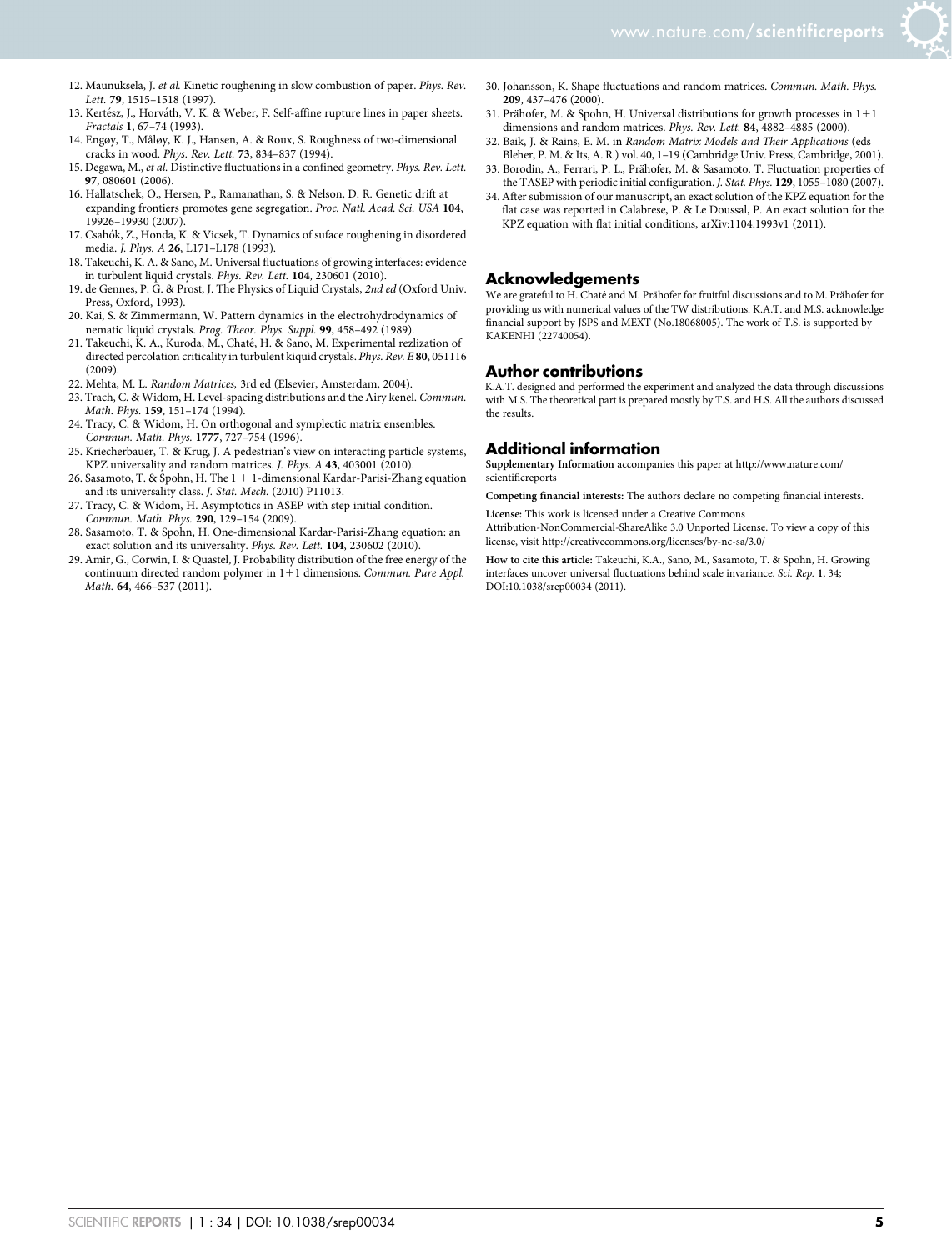12. Maunuksela, J. *et al.* Kinetic roughening in slow combustion of paper. *Phys. Rev. Lett.* **79**, 1515–1518 (1997).
13. Kertész, J., Horváth, V. K. & Weber, F. Self-affine rupture lines in paper sheets. *Fractals* **1**, 67–74 (1993).
14. Engøy, T., Måløy, K. J., Hansen, A. & Roux, S. Roughness of two-dimensional cracks in wood. *Phys. Rev. Lett.* **73**, 834–837 (1994).
15. Degawa, M., *et al.* Distinctive fluctuations in a confined geometry. *Phys. Rev. Lett.* **97**, 080601 (2006).
16. Hallatschek, O., Hersen, P., Ramanathan, S. & Nelson, D. R. Genetic drift at expanding frontiers promotes gene segregation. *Proc. Natl. Acad. Sci. USA* **104**, 19926–19930 (2007).
17. Csahók, Z., Honda, K. & Vicsek, T. Dynamics of suface roughening in disordered media. *J. Phys. A* **26**, L171–L178 (1993).
18. Takeuchi, K. A. & Sano, M. Universal fluctuations of growing interfaces: evidence in turbulent liquid crystals. *Phys. Rev. Lett.* **104**, 230601 (2010).
19. de Gennes, P. G. & Prost, J. The Physics of Liquid Crystals, *2nd ed* (Oxford Univ. Press, Oxford, 1993).
20. Kai, S. & Zimmermann, W. Pattern dynamics in the electrohydrodynamics of nematic liquid crystals. *Prog. Theor. Phys. Suppl.* **99**, 458–492 (1989).
21. Takeuchi, K. A., Kuroda, M., Chaté, H. & Sano, M. Experimental rezlization of directed percolation criticality in turbulent kiquid crystals. *Phys. Rev. E* **80**, 051116 (2009).
22. Mehta, M. L. *Random Matrices,* 3rd ed (Elsevier, Amsterdam, 2004).
23. Trach, C. & Widom, H. Level-spacing distributions and the Airy kenel. *Commun. Math. Phys.* **159**, 151–174 (1994).
24. Tracy, C. & Widom, H. On orthogonal and symplectic matrix ensembles. *Commun. Math. Phys.* **1777**, 727–754 (1996).
25. Kriecherbauer, T. & Krug, J. A pedestrian's view on interacting particle systems, KPZ universality and random matrices. *J. Phys. A* **43**, 403001 (2010).
26. Sasamoto, T. & Spohn, H. The $1+1$-dimensional Kardar-Parisi-Zhang equation and its universality class. *J. Stat. Mech.* (2010) P11013.
27. Tracy, C. & Widom, H. Asymptotics in ASEP with step initial condition. *Commun. Math. Phys.* **290**, 129–154 (2009).
28. Sasamoto, T. & Spohn, H. One-dimensional Kardar-Parisi-Zhang equation: an exact solution and its universality. *Phys. Rev. Lett.* **104**, 230602 (2010).
29. Amir, G., Corwin, I. & Quastel, J. Probability distribution of the free energy of the continuum directed random polymer in $1+1$ dimensions. *Commun. Pure Appl. Math.* **64**, 466–537 (2011).
30. Johansson, K. Shape fluctuations and random matrices. *Commun. Math. Phys.* **209**, 437–476 (2000).
31. Prähofer, M. & Spohn, H. Universal distributions for growth processes in $1+1$ dimensions and random matrices. *Phys. Rev. Lett.* **84**, 4882–4885 (2000).
32. Baik, J. & Rains, E. M. in *Random Matrix Models and Their Applications* (eds Bleher, P. M. & Its, A. R.) vol. 40, 1–19 (Cambridge Univ. Press, Cambridge, 2001).
33. Borodin, A., Ferrari, P. L., Prähofer, M. & Sasamoto, T. Fluctuation properties of the TASEP with periodic initial configuration. *J. Stat. Phys.* **129**, 1055–1080 (2007).
34. After submission of our manuscript, an exact solution of the KPZ equation for the flat case was reported in Calabrese, P. & Le Doussal, P. An exact solution for the KPZ equation with flat initial conditions, arXiv:1104.1993v1 (2011).

## Acknowledgements

We are grateful to H. Chaté and M. Prähofer for fruitful discussions and to M. Prähofer for providing us with numerical values of the TW distributions. K.A.T. and M.S. acknowledge financial support by JSPS and MEXT (No.18068005). The work of T.S. is supported by KAKENHI (22740054).

## Author contributions

K.A.T. designed and performed the experiment and analyzed the data through discussions with M.S. The theoretical part is prepared mostly by T.S. and H.S. All the authors discussed the results.

## Additional information

**Supplementary Information** accompanies this paper at http://www.nature.com/scientificreports

**Competing financial interests:** The authors declare no competing financial interests.

**License:** This work is licensed under a Creative Commons Attribution-NonCommercial-ShareAlike 3.0 Unported License. To view a copy of this license, visit http://creativecommons.org/licenses/by-nc-sa/3.0/

**How to cite this article:** Takeuchi, K.A., Sano, M., Sasamoto, T. & Spohn, H. Growing interfaces uncover universal fluctuations behind scale invariance. *Sci. Rep.* **1**, 34; DOI:10.1038/srep00034 (2011).